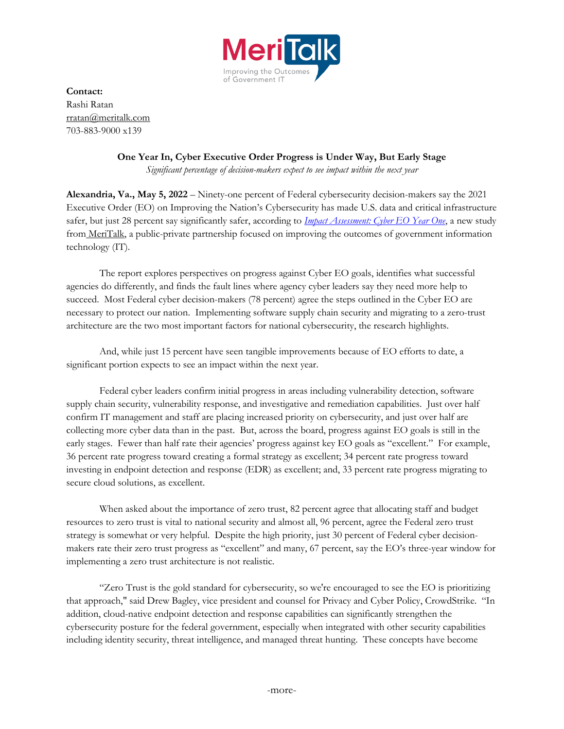MeriTalk
Improving the Outcomes of Government IT

**Contact:**
Rashi Ratan
rratan@meritalk.com
703-883-9000 x139

**One Year In, Cyber Executive Order Progress is Under Way, But Early Stage**

*Significant percentage of decision-makers expect to see impact within the next year*

**Alexandria, Va., May 5, 2022** – Ninety-one percent of Federal cybersecurity decision-makers say the 2021 Executive Order (EO) on Improving the Nation's Cybersecurity has made U.S. data and critical infrastructure safer, but just 28 percent say significantly safer, according to *Impact Assessment: Cyber EO Year One*, a new study from MeriTalk, a public-private partnership focused on improving the outcomes of government information technology (IT).

The report explores perspectives on progress against Cyber EO goals, identifies what successful agencies do differently, and finds the fault lines where agency cyber leaders say they need more help to succeed. Most Federal cyber decision-makers (78 percent) agree the steps outlined in the Cyber EO are necessary to protect our nation. Implementing software supply chain security and migrating to a zero-trust architecture are the two most important factors for national cybersecurity, the research highlights.

And, while just 15 percent have seen tangible improvements because of EO efforts to date, a significant portion expects to see an impact within the next year.

Federal cyber leaders confirm initial progress in areas including vulnerability detection, software supply chain security, vulnerability response, and investigative and remediation capabilities. Just over half confirm IT management and staff are placing increased priority on cybersecurity, and just over half are collecting more cyber data than in the past. But, across the board, progress against EO goals is still in the early stages. Fewer than half rate their agencies' progress against key EO goals as "excellent." For example, 36 percent rate progress toward creating a formal strategy as excellent; 34 percent rate progress toward investing in endpoint detection and response (EDR) as excellent; and, 33 percent rate progress migrating to secure cloud solutions, as excellent.

When asked about the importance of zero trust, 82 percent agree that allocating staff and budget resources to zero trust is vital to national security and almost all, 96 percent, agree the Federal zero trust strategy is somewhat or very helpful. Despite the high priority, just 30 percent of Federal cyber decision-makers rate their zero trust progress as "excellent" and many, 67 percent, say the EO's three-year window for implementing a zero trust architecture is not realistic.

"Zero Trust is the gold standard for cybersecurity, so we're encouraged to see the EO is prioritizing that approach," said Drew Bagley, vice president and counsel for Privacy and Cyber Policy, CrowdStrike. "In addition, cloud-native endpoint detection and response capabilities can significantly strengthen the cybersecurity posture for the federal government, especially when integrated with other security capabilities including identity security, threat intelligence, and managed threat hunting. These concepts have become

-more-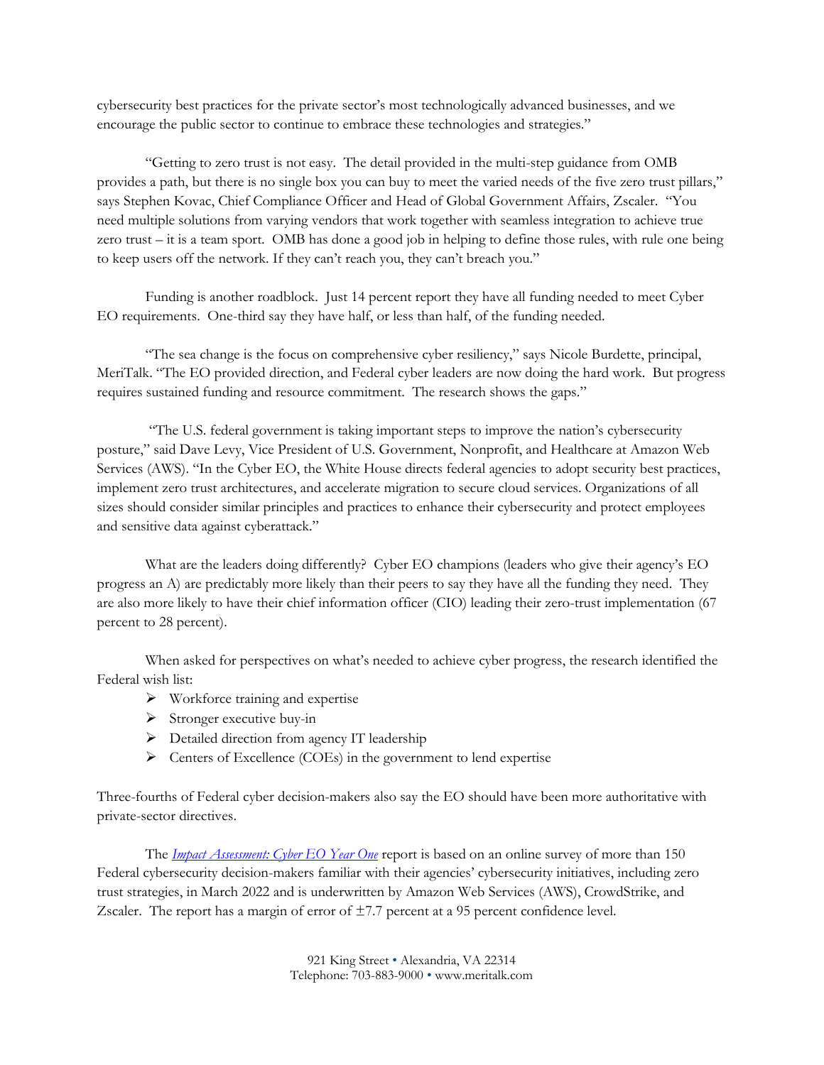cybersecurity best practices for the private sector's most technologically advanced businesses, and we encourage the public sector to continue to embrace these technologies and strategies."

"Getting to zero trust is not easy. The detail provided in the multi-step guidance from OMB provides a path, but there is no single box you can buy to meet the varied needs of the five zero trust pillars," says Stephen Kovac, Chief Compliance Officer and Head of Global Government Affairs, Zscaler. "You need multiple solutions from varying vendors that work together with seamless integration to achieve true zero trust – it is a team sport. OMB has done a good job in helping to define those rules, with rule one being to keep users off the network. If they can't reach you, they can't breach you."

Funding is another roadblock. Just 14 percent report they have all funding needed to meet Cyber EO requirements. One-third say they have half, or less than half, of the funding needed.

"The sea change is the focus on comprehensive cyber resiliency," says Nicole Burdette, principal, MeriTalk. "The EO provided direction, and Federal cyber leaders are now doing the hard work. But progress requires sustained funding and resource commitment. The research shows the gaps."

"The U.S. federal government is taking important steps to improve the nation's cybersecurity posture," said Dave Levy, Vice President of U.S. Government, Nonprofit, and Healthcare at Amazon Web Services (AWS). "In the Cyber EO, the White House directs federal agencies to adopt security best practices, implement zero trust architectures, and accelerate migration to secure cloud services. Organizations of all sizes should consider similar principles and practices to enhance their cybersecurity and protect employees and sensitive data against cyberattack."

What are the leaders doing differently? Cyber EO champions (leaders who give their agency's EO progress an A) are predictably more likely than their peers to say they have all the funding they need. They are also more likely to have their chief information officer (CIO) leading their zero-trust implementation (67 percent to 28 percent).

When asked for perspectives on what's needed to achieve cyber progress, the research identified the Federal wish list:

- Workforce training and expertise
- Stronger executive buy-in
- Detailed direction from agency IT leadership
- Centers of Excellence (COEs) in the government to lend expertise

Three-fourths of Federal cyber decision-makers also say the EO should have been more authoritative with private-sector directives.

The *Impact Assessment: Cyber EO Year One* report is based on an online survey of more than 150 Federal cybersecurity decision-makers familiar with their agencies' cybersecurity initiatives, including zero trust strategies, in March 2022 and is underwritten by Amazon Web Services (AWS), CrowdStrike, and Zscaler. The report has a margin of error of ±7.7 percent at a 95 percent confidence level.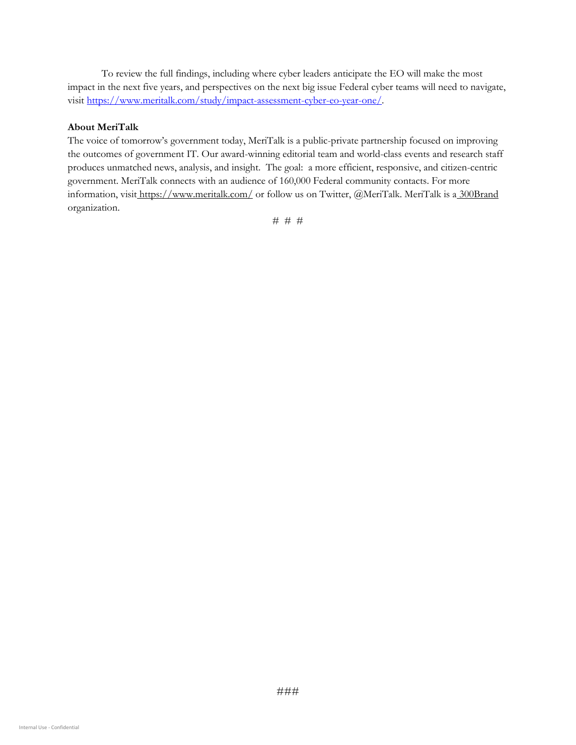To review the full findings, including where cyber leaders anticipate the EO will make the most impact in the next five years, and perspectives on the next big issue Federal cyber teams will need to navigate, visit https://www.meritalk.com/study/impact-assessment-cyber-eo-year-one/.

**About MeriTalk**

The voice of tomorrow's government today, MeriTalk is a public-private partnership focused on improving the outcomes of government IT. Our award-winning editorial team and world-class events and research staff produces unmatched news, analysis, and insight. The goal: a more efficient, responsive, and citizen-centric government. MeriTalk connects with an audience of 160,000 Federal community contacts. For more information, visit https://www.meritalk.com/ or follow us on Twitter, @MeriTalk. MeriTalk is a 300Brand organization.

# # #

###